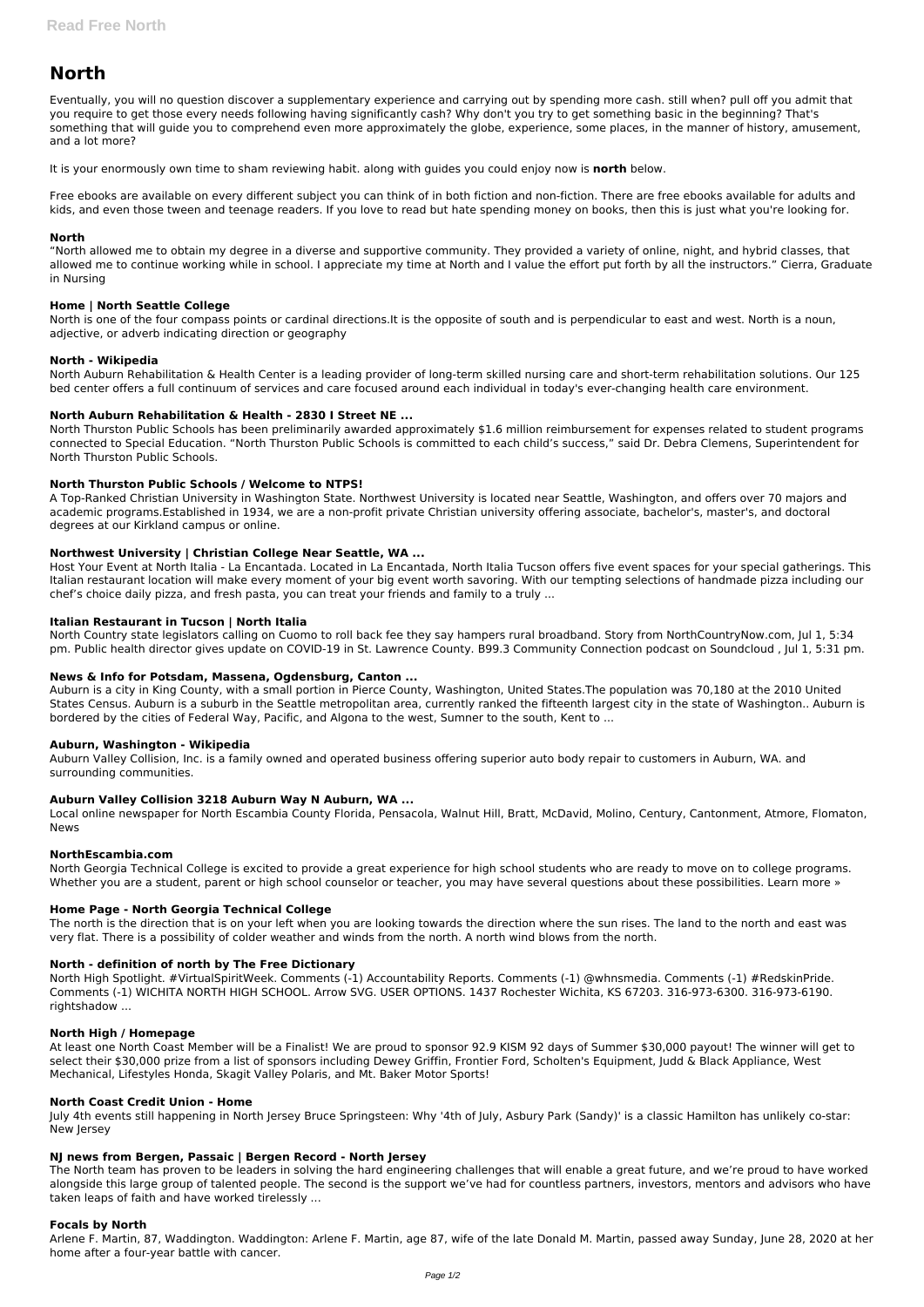# North

Eventually, you will no question discover a supplementary experience and carrying out by spending more cash. still when? pull off you admit that you require to get those every needs following having significantly cash? Why don't you try to get something basic in the beginning? That's something that will guide you to comprehend even more approximately the globe, experience, some places, in the manner of history, amusement, and a lot more?

It is your enormously own time to sham reviewing habit. along with guides you could enjoy now is **north** below.

Free ebooks are available on every different subject you can think of in both fiction and non-fiction. There are free ebooks available for adults and kids, and even those tween and teenage readers. If you love to read but hate spending money on books, then this is just what you're looking for.

### North

"North allowed me to obtain my degree in a diverse and supportive community. They provided a variety of online, night, and hybrid classes, that allowed me to continue working while in school. I appreciate my time at North and I value the effort put forth by all the instructors." Cierra, Graduate in Nursing

### Home | North Seattle College

North is one of the four compass points or cardinal directions.It is the opposite of south and is perpendicular to east and west. North is a noun, adjective, or adverb indicating direction or geography

### North - Wikipedia

North Auburn Rehabilitation & Health Center is a leading provider of long-term skilled nursing care and short-term rehabilitation solutions. Our 125 bed center offers a full continuum of services and care focused around each individual in today's ever-changing health care environment.

### North Auburn Rehabilitation & Health - 2830 I Street NE ...

North Thurston Public Schools has been preliminarily awarded approximately $1.6 million reimbursement for expenses related to student programs connected to Special Education. "North Thurston Public Schools is committed to each child's success," said Dr. Debra Clemens, Superintendent for North Thurston Public Schools.

### North Thurston Public Schools / Welcome to NTPS!

A Top-Ranked Christian University in Washington State. Northwest University is located near Seattle, Washington, and offers over 70 majors and academic programs.Established in 1934, we are a non-profit private Christian university offering associate, bachelor's, master's, and doctoral degrees at our Kirkland campus or online.

### Northwest University | Christian College Near Seattle, WA ...

Host Your Event at North Italia - La Encantada. Located in La Encantada, North Italia Tucson offers five event spaces for your special gatherings. This Italian restaurant location will make every moment of your big event worth savoring. With our tempting selections of handmade pizza including our chef's choice daily pizza, and fresh pasta, you can treat your friends and family to a truly ...

### Italian Restaurant in Tucson | North Italia

North Country state legislators calling on Cuomo to roll back fee they say hampers rural broadband. Story from NorthCountryNow.com, Jul 1, 5:34 pm. Public health director gives update on COVID-19 in St. Lawrence County. B99.3 Community Connection podcast on Soundcloud , Jul 1, 5:31 pm.

### News & Info for Potsdam, Massena, Ogdensburg, Canton ...

Auburn is a city in King County, with a small portion in Pierce County, Washington, United States.The population was 70,180 at the 2010 United States Census. Auburn is a suburb in the Seattle metropolitan area, currently ranked the fifteenth largest city in the state of Washington.. Auburn is bordered by the cities of Federal Way, Pacific, and Algona to the west, Sumner to the south, Kent to ...

### Auburn, Washington - Wikipedia

Auburn Valley Collision, Inc. is a family owned and operated business offering superior auto body repair to customers in Auburn, WA. and surrounding communities.

### Auburn Valley Collision 3218 Auburn Way N Auburn, WA ...

Local online newspaper for North Escambia County Florida, Pensacola, Walnut Hill, Bratt, McDavid, Molino, Century, Cantonment, Atmore, Flomaton, News

### NorthEscambia.com

North Georgia Technical College is excited to provide a great experience for high school students who are ready to move on to college programs. Whether you are a student, parent or high school counselor or teacher, you may have several questions about these possibilities. Learn more »

### Home Page - North Georgia Technical College

The north is the direction that is on your left when you are looking towards the direction where the sun rises. The land to the north and east was very flat. There is a possibility of colder weather and winds from the north. A north wind blows from the north.

### North - definition of north by The Free Dictionary

North High Spotlight. #VirtualSpiritWeek. Comments (-1) Accountability Reports. Comments (-1) @whnsmedia. Comments (-1) #RedskinPride. Comments (-1) WICHITA NORTH HIGH SCHOOL. Arrow SVG. USER OPTIONS. 1437 Rochester Wichita, KS 67203. 316-973-6300. 316-973-6190. rightshadow ...

### North High / Homepage

At least one North Coast Member will be a Finalist! We are proud to sponsor 92.9 KISM 92 days of Summer $30,000 payout! The winner will get to select their $30,000 prize from a list of sponsors including Dewey Griffin, Frontier Ford, Scholten's Equipment, Judd & Black Appliance, West Mechanical, Lifestyles Honda, Skagit Valley Polaris, and Mt. Baker Motor Sports!

### North Coast Credit Union - Home

July 4th events still happening in North Jersey Bruce Springsteen: Why '4th of July, Asbury Park (Sandy)' is a classic Hamilton has unlikely co-star: New Jersey

### NJ news from Bergen, Passaic | Bergen Record - North Jersey

The North team has proven to be leaders in solving the hard engineering challenges that will enable a great future, and we're proud to have worked alongside this large group of talented people. The second is the support we've had for countless partners, investors, mentors and advisors who have taken leaps of faith and have worked tirelessly ...

### Focals by North

Arlene F. Martin, 87, Waddington. Waddington: Arlene F. Martin, age 87, wife of the late Donald M. Martin, passed away Sunday, June 28, 2020 at her home after a four-year battle with cancer.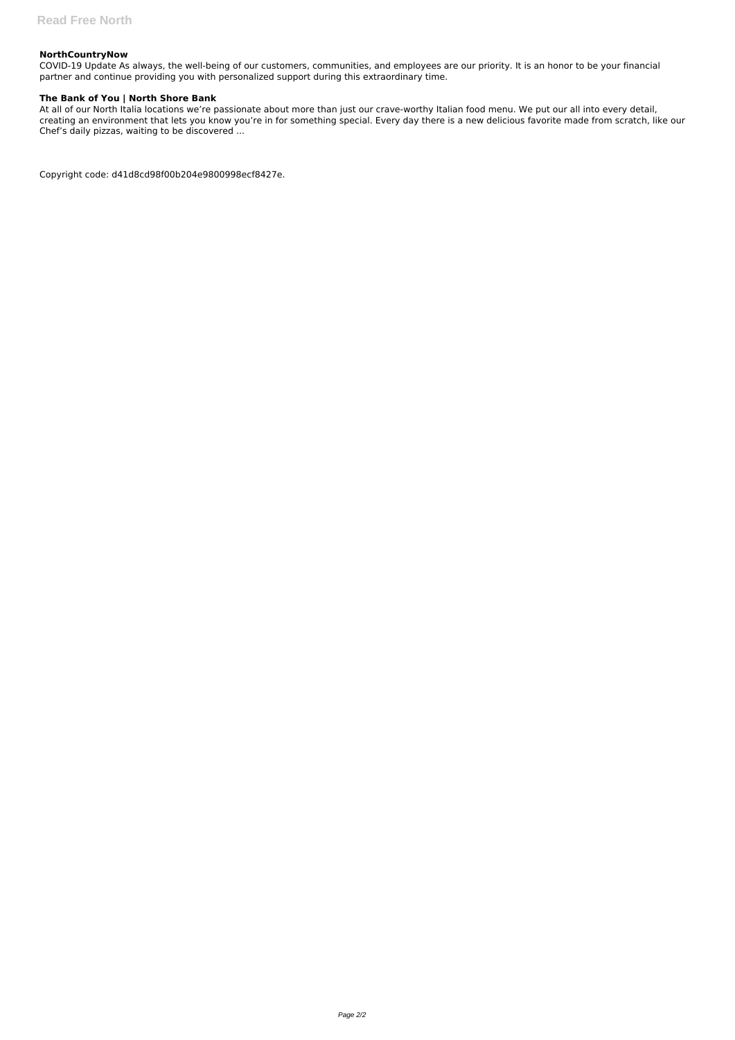### NorthCountryNow

COVID-19 Update As always, the well-being of our customers, communities, and employees are our priority. It is an honor to be your financial partner and continue providing you with personalized support during this extraordinary time.

### The Bank of You | North Shore Bank

At all of our North Italia locations we're passionate about more than just our crave-worthy Italian food menu. We put our all into every detail, creating an environment that lets you know you're in for something special. Every day there is a new delicious favorite made from scratch, like our Chef's daily pizzas, waiting to be discovered ...

Copyright code: d41d8cd98f00b204e9800998ecf8427e.